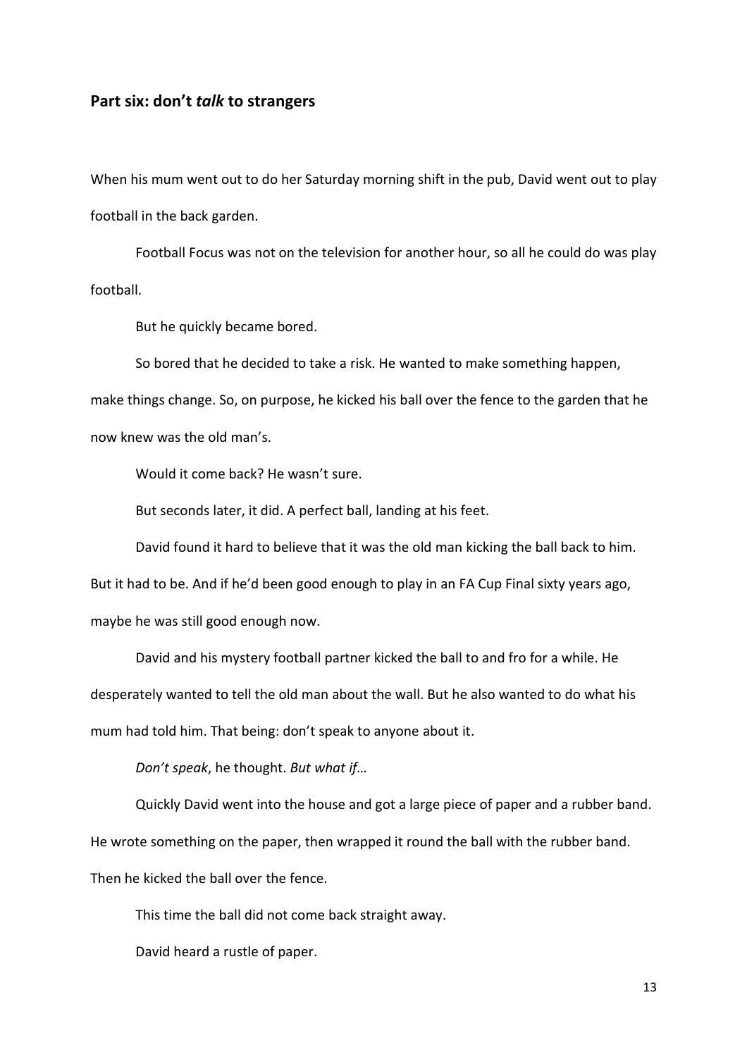## Part six: don't *talk* to strangers

When his mum went out to do her Saturday morning shift in the pub, David went out to play football in the back garden.

Football Focus was not on the television for another hour, so all he could do was play football.

But he quickly became bored.

So bored that he decided to take a risk. He wanted to make something happen, make things change. So, on purpose, he kicked his ball over the fence to the garden that he now knew was the old man's.

Would it come back? He wasn't sure.

But seconds later, it did. A perfect ball, landing at his feet.

David found it hard to believe that it was the old man kicking the ball back to him. But it had to be. And if he'd been good enough to play in an FA Cup Final sixty years ago, maybe he was still good enough now.

David and his mystery football partner kicked the ball to and fro for a while. He desperately wanted to tell the old man about the wall. But he also wanted to do what his mum had told him. That being: don't speak to anyone about it.

*Don't speak*, he thought. *But what if…*

Quickly David went into the house and got a large piece of paper and a rubber band. He wrote something on the paper, then wrapped it round the ball with the rubber band. Then he kicked the ball over the fence.

This time the ball did not come back straight away.

David heard a rustle of paper.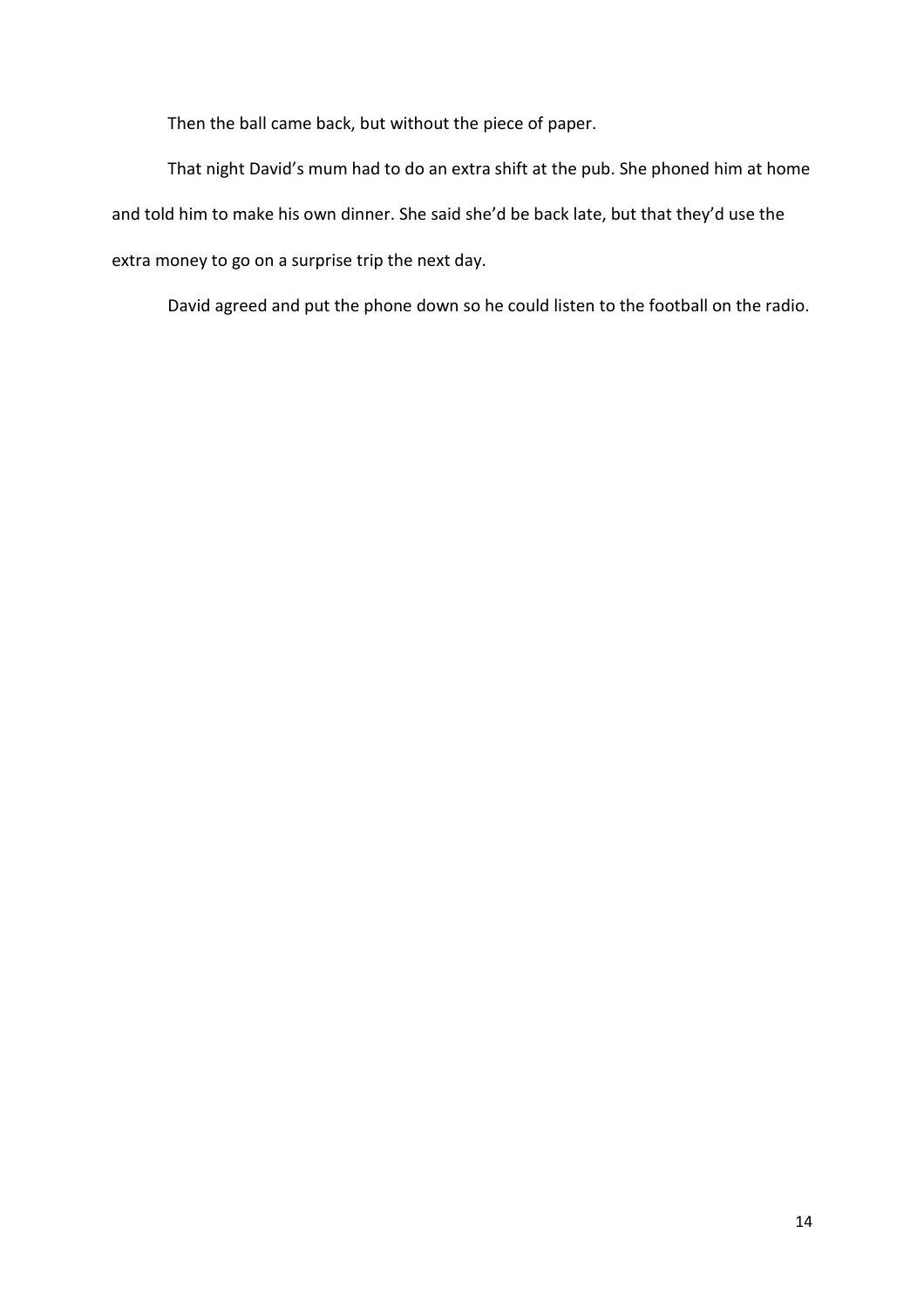Then the ball came back, but without the piece of paper.

That night David's mum had to do an extra shift at the pub. She phoned him at home and told him to make his own dinner. She said she'd be back late, but that they'd use the extra money to go on a surprise trip the next day.

David agreed and put the phone down so he could listen to the football on the radio.